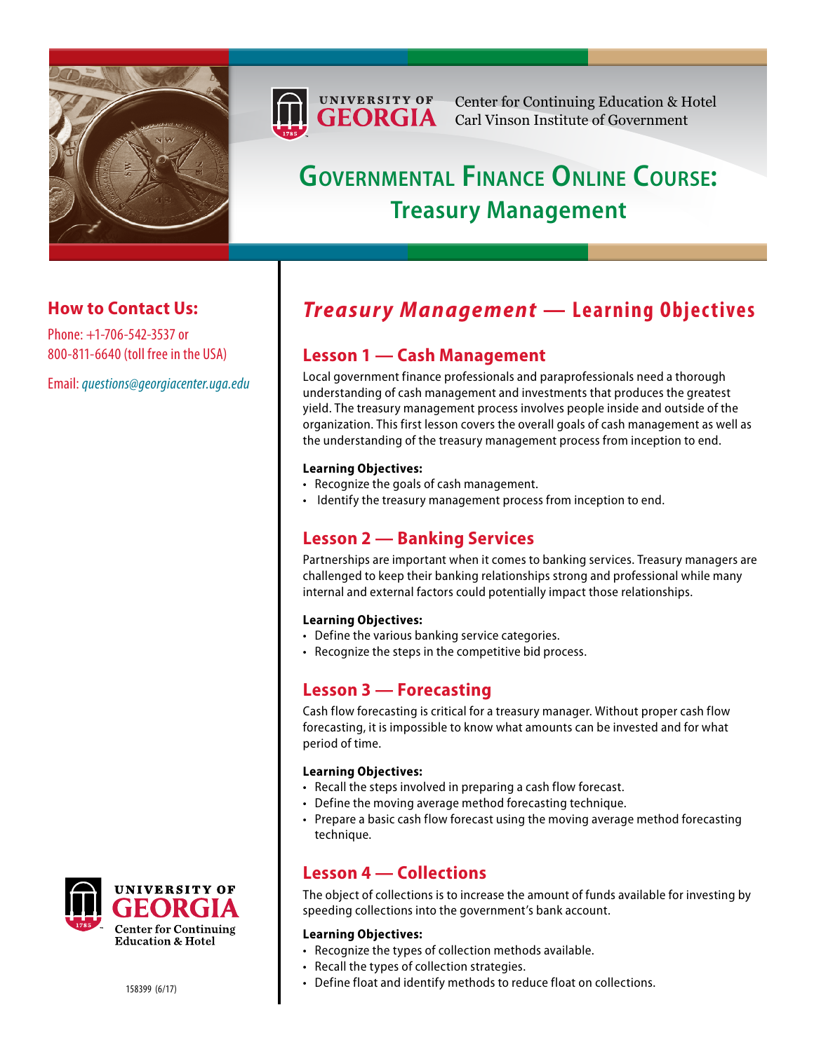UNIVERSITY OF GEORGIA

Center for Continuing Education & Hotel
Carl Vinson Institute of Government

# Governmental Finance Online Course: Treasury Management

## How to Contact Us:

Phone: +1-706-542-3537 or 800-811-6640 (toll free in the USA)

Email: *questions@georgiacenter.uga.edu*

## *Treasury Management* — Learning Objectives

### Lesson 1 — Cash Management

Local government finance professionals and paraprofessionals need a thorough understanding of cash management and investments that produces the greatest yield. The treasury management process involves people inside and outside of the organization. This first lesson covers the overall goals of cash management as well as the understanding of the treasury management process from inception to end.

**Learning Objectives:**

- Recognize the goals of cash management.
- Identify the treasury management process from inception to end.

### Lesson 2 — Banking Services

Partnerships are important when it comes to banking services. Treasury managers are challenged to keep their banking relationships strong and professional while many internal and external factors could potentially impact those relationships.

**Learning Objectives:**

- Define the various banking service categories.
- Recognize the steps in the competitive bid process.

### Lesson 3 — Forecasting

Cash flow forecasting is critical for a treasury manager. Without proper cash flow forecasting, it is impossible to know what amounts can be invested and for what period of time.

**Learning Objectives:**

- Recall the steps involved in preparing a cash flow forecast.
- Define the moving average method forecasting technique.
- Prepare a basic cash flow forecast using the moving average method forecasting technique.

### Lesson 4 — Collections

The object of collections is to increase the amount of funds available for investing by speeding collections into the government's bank account.

**Learning Objectives:**

- Recognize the types of collection methods available.
- Recall the types of collection strategies.
- Define float and identify methods to reduce float on collections.

UNIVERSITY OF GEORGIA
Center for Continuing Education & Hotel

158399 (6/17)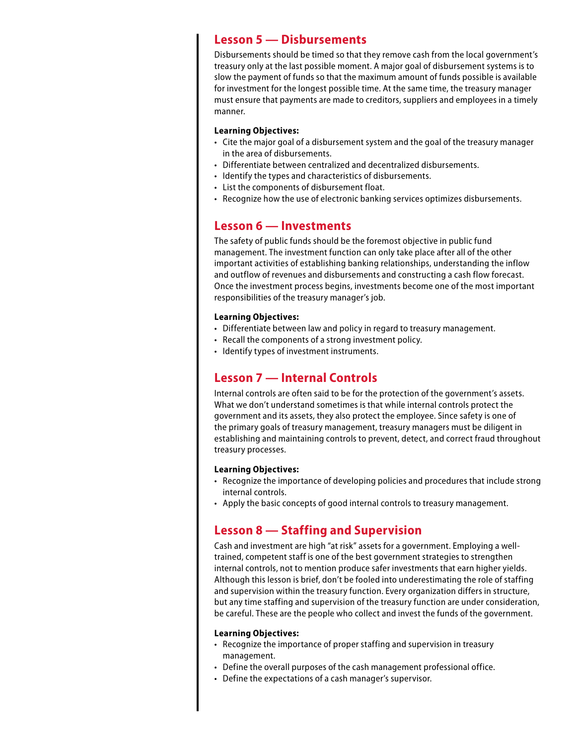## Lesson 5 — Disbursements

Disbursements should be timed so that they remove cash from the local government's treasury only at the last possible moment. A major goal of disbursement systems is to slow the payment of funds so that the maximum amount of funds possible is available for investment for the longest possible time. At the same time, the treasury manager must ensure that payments are made to creditors, suppliers and employees in a timely manner.

**Learning Objectives:**

- Cite the major goal of a disbursement system and the goal of the treasury manager in the area of disbursements.
- Differentiate between centralized and decentralized disbursements.
- Identify the types and characteristics of disbursements.
- List the components of disbursement float.
- Recognize how the use of electronic banking services optimizes disbursements.

## Lesson 6 — Investments

The safety of public funds should be the foremost objective in public fund management. The investment function can only take place after all of the other important activities of establishing banking relationships, understanding the inflow and outflow of revenues and disbursements and constructing a cash flow forecast. Once the investment process begins, investments become one of the most important responsibilities of the treasury manager's job.

**Learning Objectives:**

- Differentiate between law and policy in regard to treasury management.
- Recall the components of a strong investment policy.
- Identify types of investment instruments.

## Lesson 7 — Internal Controls

Internal controls are often said to be for the protection of the government's assets. What we don't understand sometimes is that while internal controls protect the government and its assets, they also protect the employee. Since safety is one of the primary goals of treasury management, treasury managers must be diligent in establishing and maintaining controls to prevent, detect, and correct fraud throughout treasury processes.

**Learning Objectives:**

- Recognize the importance of developing policies and procedures that include strong internal controls.
- Apply the basic concepts of good internal controls to treasury management.

## Lesson 8 — Staffing and Supervision

Cash and investment are high "at risk" assets for a government. Employing a well-trained, competent staff is one of the best government strategies to strengthen internal controls, not to mention produce safer investments that earn higher yields. Although this lesson is brief, don't be fooled into underestimating the role of staffing and supervision within the treasury function. Every organization differs in structure, but any time staffing and supervision of the treasury function are under consideration, be careful. These are the people who collect and invest the funds of the government.

**Learning Objectives:**

- Recognize the importance of proper staffing and supervision in treasury management.
- Define the overall purposes of the cash management professional office.
- Define the expectations of a cash manager's supervisor.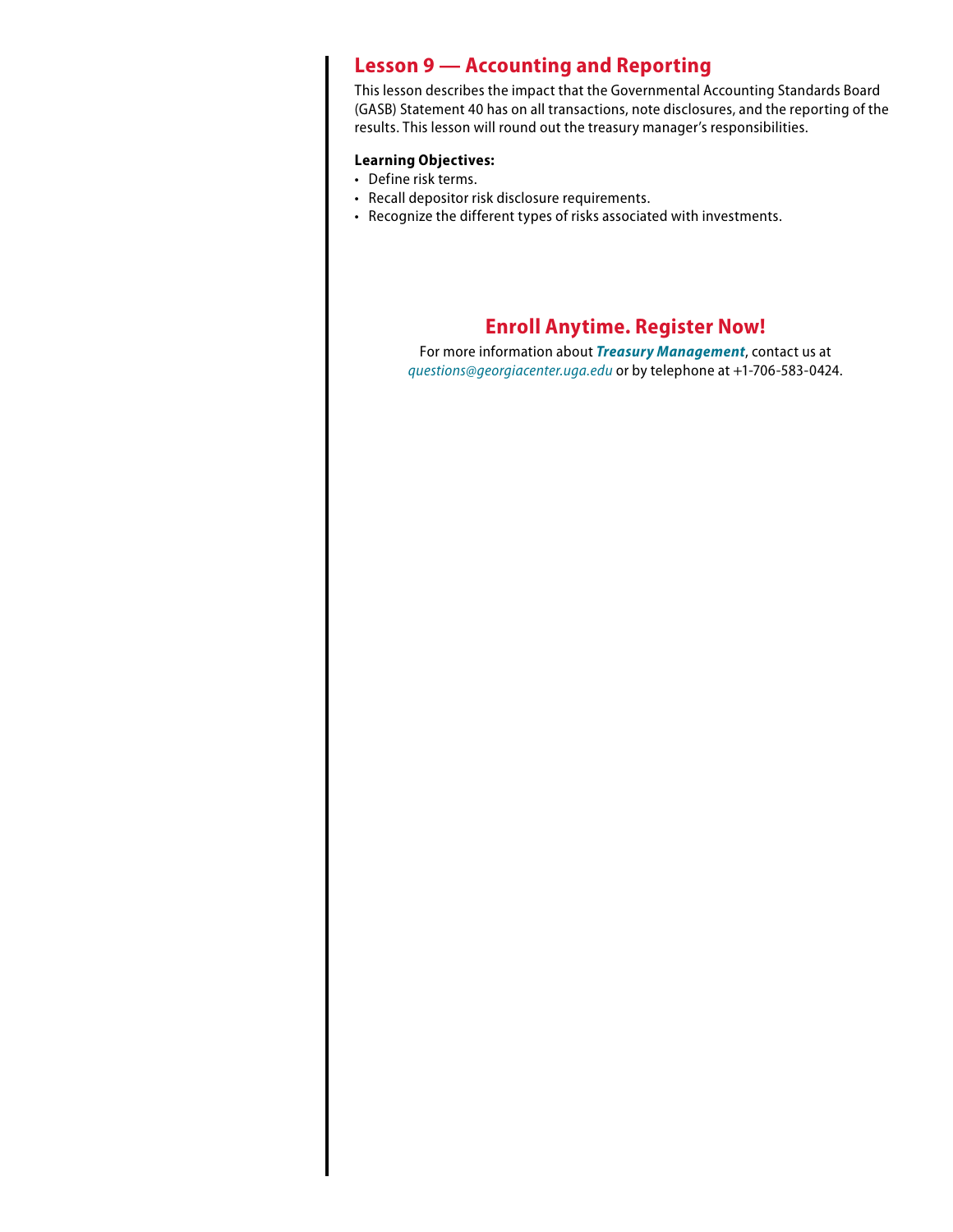## Lesson 9 — Accounting and Reporting

This lesson describes the impact that the Governmental Accounting Standards Board (GASB) Statement 40 has on all transactions, note disclosures, and the reporting of the results. This lesson will round out the treasury manager's responsibilities.

**Learning Objectives:**

- Define risk terms.
- Recall depositor risk disclosure requirements.
- Recognize the different types of risks associated with investments.

## Enroll Anytime. Register Now!

For more information about ***Treasury Management***, contact us at *questions@georgiacenter.uga.edu* or by telephone at +1-706-583-0424.